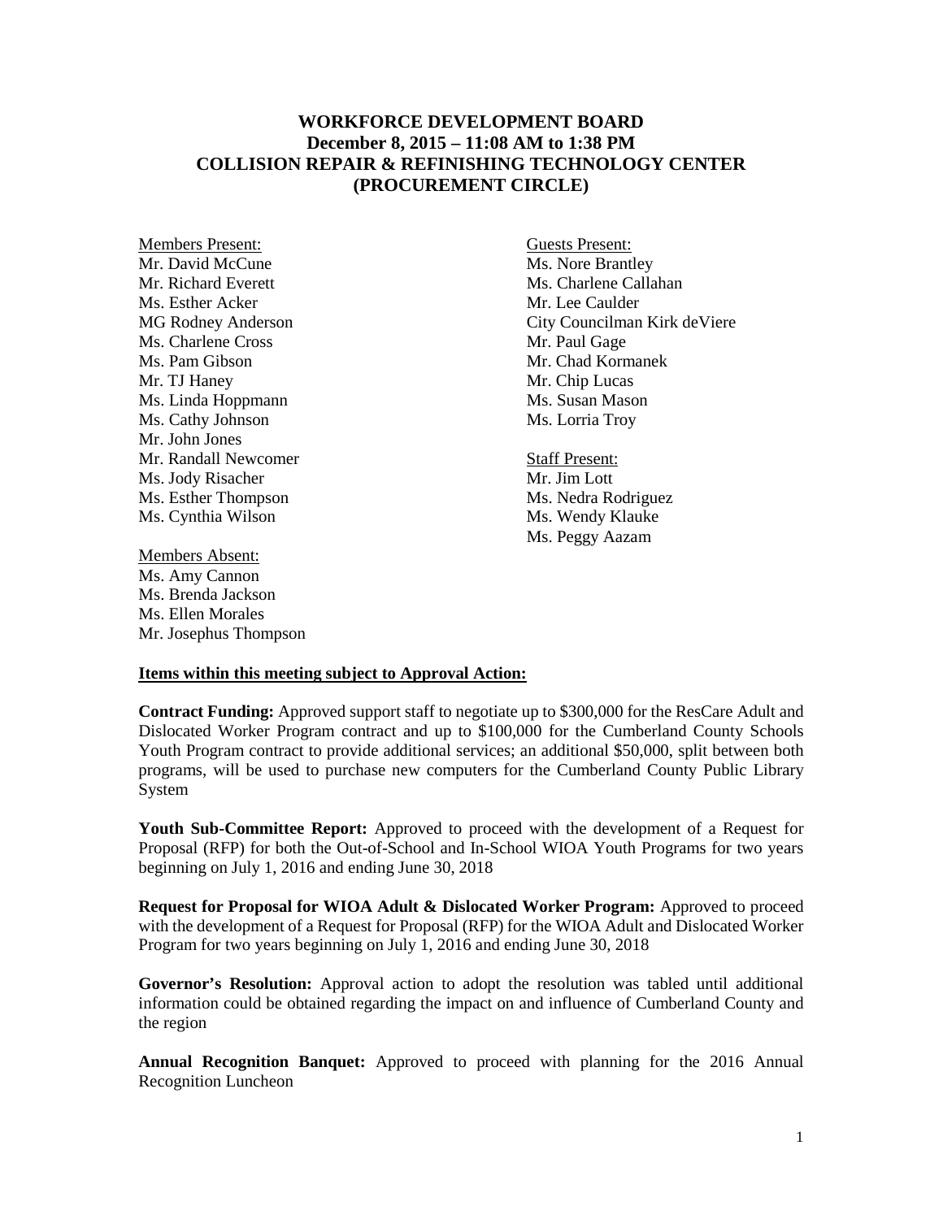# WORKFORCE DEVELOPMENT BOARD
## December 8, 2015 – 11:08 AM to 1:38 PM
## COLLISION REPAIR & REFINISHING TECHNOLOGY CENTER
## (PROCUREMENT CIRCLE)

Members Present:
Mr. David McCune
Mr. Richard Everett
Ms. Esther Acker
MG Rodney Anderson
Ms. Charlene Cross
Ms. Pam Gibson
Mr. TJ Haney
Ms. Linda Hoppmann
Ms. Cathy Johnson
Mr. John Jones
Mr. Randall Newcomer
Ms. Jody Risacher
Ms. Esther Thompson
Ms. Cynthia Wilson

Members Absent:
Ms. Amy Cannon
Ms. Brenda Jackson
Ms. Ellen Morales
Mr. Josephus Thompson

Guests Present:
Ms. Nore Brantley
Ms. Charlene Callahan
Mr. Lee Caulder
City Councilman Kirk deViere
Mr. Paul Gage
Mr. Chad Kormanek
Mr. Chip Lucas
Ms. Susan Mason
Ms. Lorria Troy

Staff Present:
Mr. Jim Lott
Ms. Nedra Rodriguez
Ms. Wendy Klauke
Ms. Peggy Aazam

**Items within this meeting subject to Approval Action:**

**Contract Funding:** Approved support staff to negotiate up to $300,000 for the ResCare Adult and Dislocated Worker Program contract and up to $100,000 for the Cumberland County Schools Youth Program contract to provide additional services; an additional $50,000, split between both programs, will be used to purchase new computers for the Cumberland County Public Library System

**Youth Sub-Committee Report:** Approved to proceed with the development of a Request for Proposal (RFP) for both the Out-of-School and In-School WIOA Youth Programs for two years beginning on July 1, 2016 and ending June 30, 2018

**Request for Proposal for WIOA Adult & Dislocated Worker Program:** Approved to proceed with the development of a Request for Proposal (RFP) for the WIOA Adult and Dislocated Worker Program for two years beginning on July 1, 2016 and ending June 30, 2018

**Governor's Resolution:** Approval action to adopt the resolution was tabled until additional information could be obtained regarding the impact on and influence of Cumberland County and the region

**Annual Recognition Banquet:** Approved to proceed with planning for the 2016 Annual Recognition Luncheon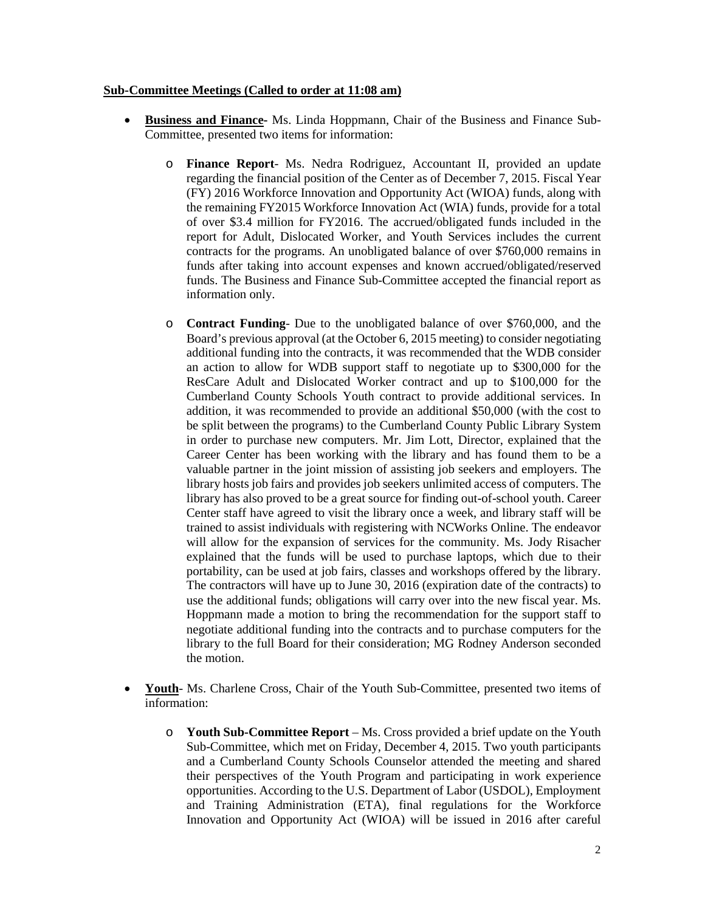**Sub-Committee Meetings (Called to order at 11:08 am)**

- **Business and Finance-** Ms. Linda Hoppmann, Chair of the Business and Finance Sub-Committee, presented two items for information:

  - **Finance Report**- Ms. Nedra Rodriguez, Accountant II, provided an update regarding the financial position of the Center as of December 7, 2015. Fiscal Year (FY) 2016 Workforce Innovation and Opportunity Act (WIOA) funds, along with the remaining FY2015 Workforce Innovation Act (WIA) funds, provide for a total of over $3.4 million for FY2016. The accrued/obligated funds included in the report for Adult, Dislocated Worker, and Youth Services includes the current contracts for the programs. An unobligated balance of over $760,000 remains in funds after taking into account expenses and known accrued/obligated/reserved funds. The Business and Finance Sub-Committee accepted the financial report as information only.

  - **Contract Funding**- Due to the unobligated balance of over $760,000, and the Board's previous approval (at the October 6, 2015 meeting) to consider negotiating additional funding into the contracts, it was recommended that the WDB consider an action to allow for WDB support staff to negotiate up to $300,000 for the ResCare Adult and Dislocated Worker contract and up to $100,000 for the Cumberland County Schools Youth contract to provide additional services. In addition, it was recommended to provide an additional $50,000 (with the cost to be split between the programs) to the Cumberland County Public Library System in order to purchase new computers. Mr. Jim Lott, Director, explained that the Career Center has been working with the library and has found them to be a valuable partner in the joint mission of assisting job seekers and employers. The library hosts job fairs and provides job seekers unlimited access of computers. The library has also proved to be a great source for finding out-of-school youth. Career Center staff have agreed to visit the library once a week, and library staff will be trained to assist individuals with registering with NCWorks Online. The endeavor will allow for the expansion of services for the community. Ms. Jody Risacher explained that the funds will be used to purchase laptops, which due to their portability, can be used at job fairs, classes and workshops offered by the library. The contractors will have up to June 30, 2016 (expiration date of the contracts) to use the additional funds; obligations will carry over into the new fiscal year. Ms. Hoppmann made a motion to bring the recommendation for the support staff to negotiate additional funding into the contracts and to purchase computers for the library to the full Board for their consideration; MG Rodney Anderson seconded the motion.

- **Youth**- Ms. Charlene Cross, Chair of the Youth Sub-Committee, presented two items of information:

  - **Youth Sub-Committee Report** – Ms. Cross provided a brief update on the Youth Sub-Committee, which met on Friday, December 4, 2015. Two youth participants and a Cumberland County Schools Counselor attended the meeting and shared their perspectives of the Youth Program and participating in work experience opportunities. According to the U.S. Department of Labor (USDOL), Employment and Training Administration (ETA), final regulations for the Workforce Innovation and Opportunity Act (WIOA) will be issued in 2016 after careful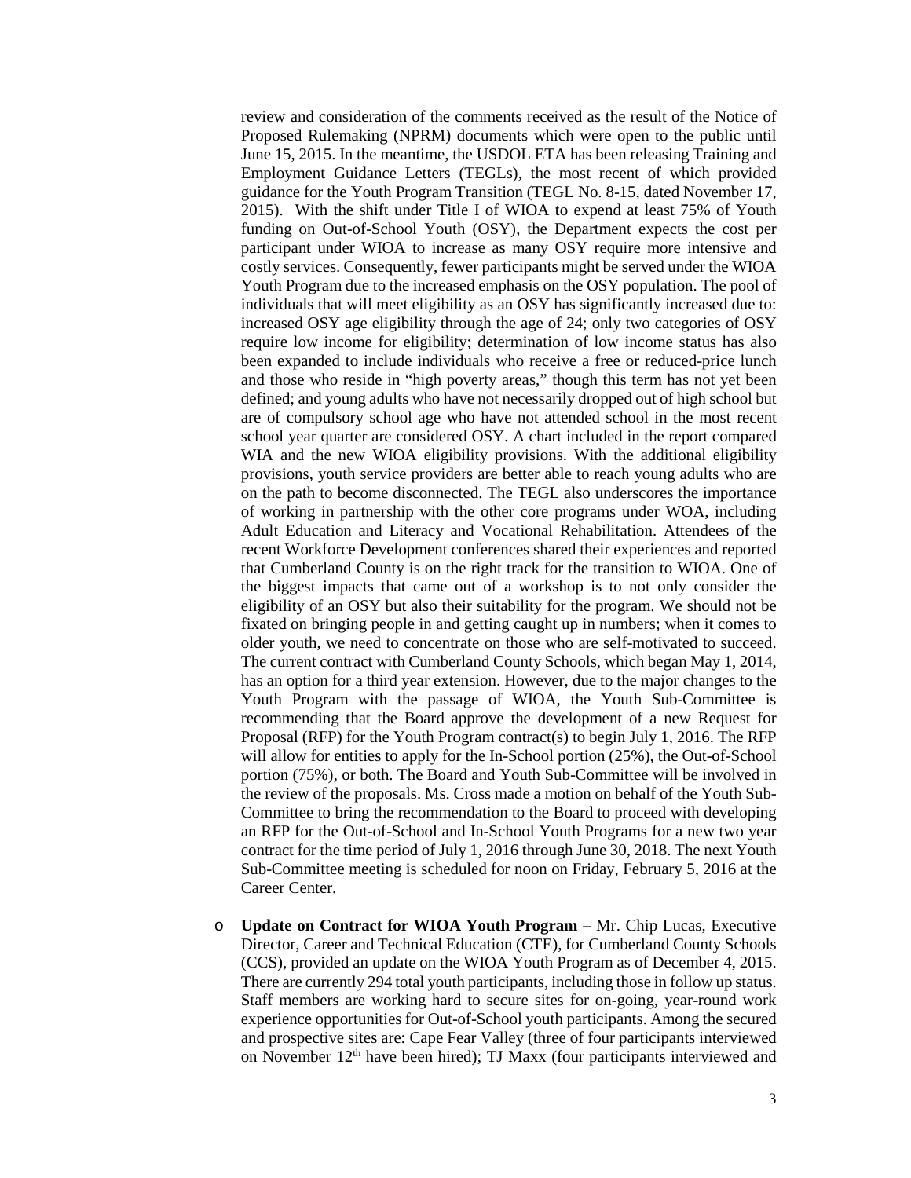review and consideration of the comments received as the result of the Notice of Proposed Rulemaking (NPRM) documents which were open to the public until June 15, 2015. In the meantime, the USDOL ETA has been releasing Training and Employment Guidance Letters (TEGLs), the most recent of which provided guidance for the Youth Program Transition (TEGL No. 8-15, dated November 17, 2015). With the shift under Title I of WIOA to expend at least 75% of Youth funding on Out-of-School Youth (OSY), the Department expects the cost per participant under WIOA to increase as many OSY require more intensive and costly services. Consequently, fewer participants might be served under the WIOA Youth Program due to the increased emphasis on the OSY population. The pool of individuals that will meet eligibility as an OSY has significantly increased due to: increased OSY age eligibility through the age of 24; only two categories of OSY require low income for eligibility; determination of low income status has also been expanded to include individuals who receive a free or reduced-price lunch and those who reside in "high poverty areas," though this term has not yet been defined; and young adults who have not necessarily dropped out of high school but are of compulsory school age who have not attended school in the most recent school year quarter are considered OSY. A chart included in the report compared WIA and the new WIOA eligibility provisions. With the additional eligibility provisions, youth service providers are better able to reach young adults who are on the path to become disconnected. The TEGL also underscores the importance of working in partnership with the other core programs under WOA, including Adult Education and Literacy and Vocational Rehabilitation. Attendees of the recent Workforce Development conferences shared their experiences and reported that Cumberland County is on the right track for the transition to WIOA. One of the biggest impacts that came out of a workshop is to not only consider the eligibility of an OSY but also their suitability for the program. We should not be fixated on bringing people in and getting caught up in numbers; when it comes to older youth, we need to concentrate on those who are self-motivated to succeed. The current contract with Cumberland County Schools, which began May 1, 2014, has an option for a third year extension. However, due to the major changes to the Youth Program with the passage of WIOA, the Youth Sub-Committee is recommending that the Board approve the development of a new Request for Proposal (RFP) for the Youth Program contract(s) to begin July 1, 2016. The RFP will allow for entities to apply for the In-School portion (25%), the Out-of-School portion (75%), or both. The Board and Youth Sub-Committee will be involved in the review of the proposals. Ms. Cross made a motion on behalf of the Youth Sub-Committee to bring the recommendation to the Board to proceed with developing an RFP for the Out-of-School and In-School Youth Programs for a new two year contract for the time period of July 1, 2016 through June 30, 2018. The next Youth Sub-Committee meeting is scheduled for noon on Friday, February 5, 2016 at the Career Center.

- **Update on Contract for WIOA Youth Program –** Mr. Chip Lucas, Executive Director, Career and Technical Education (CTE), for Cumberland County Schools (CCS), provided an update on the WIOA Youth Program as of December 4, 2015. There are currently 294 total youth participants, including those in follow up status. Staff members are working hard to secure sites for on-going, year-round work experience opportunities for Out-of-School youth participants. Among the secured and prospective sites are: Cape Fear Valley (three of four participants interviewed on November 12th have been hired); TJ Maxx (four participants interviewed and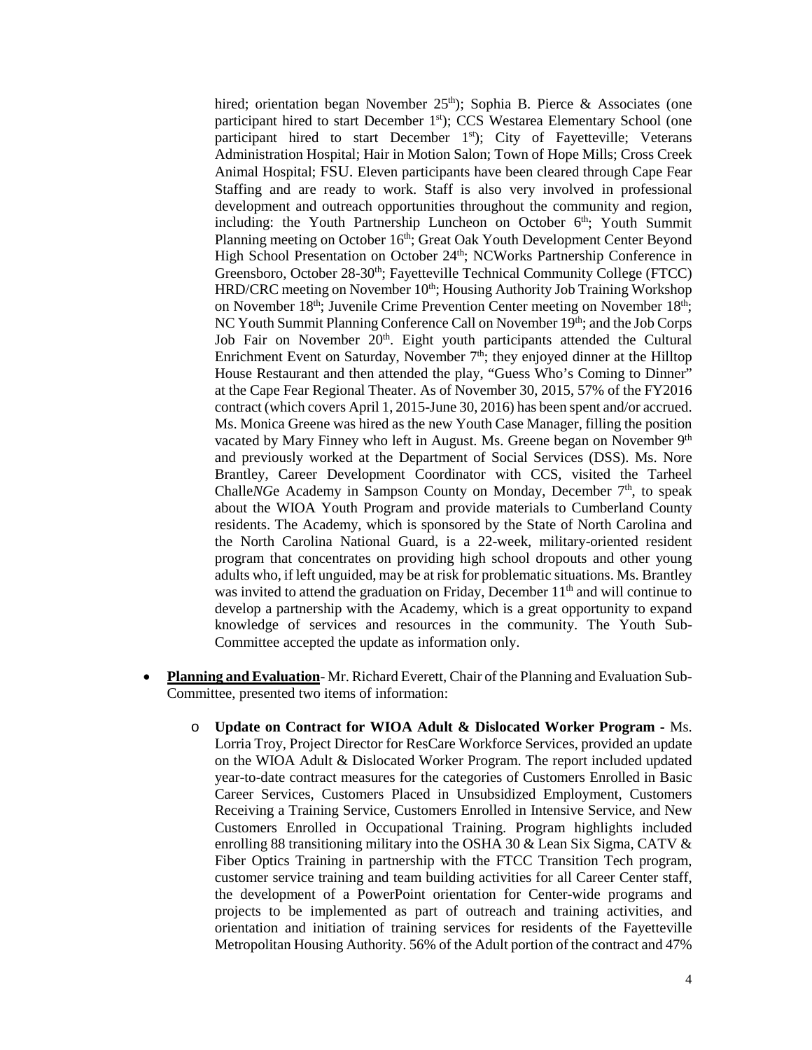hired; orientation began November 25th); Sophia B. Pierce & Associates (one participant hired to start December 1st); CCS Westarea Elementary School (one participant hired to start December 1st); City of Fayetteville; Veterans Administration Hospital; Hair in Motion Salon; Town of Hope Mills; Cross Creek Animal Hospital; FSU. Eleven participants have been cleared through Cape Fear Staffing and are ready to work. Staff is also very involved in professional development and outreach opportunities throughout the community and region, including: the Youth Partnership Luncheon on October 6th; Youth Summit Planning meeting on October 16th; Great Oak Youth Development Center Beyond High School Presentation on October 24th; NCWorks Partnership Conference in Greensboro, October 28-30th; Fayetteville Technical Community College (FTCC) HRD/CRC meeting on November 10th; Housing Authority Job Training Workshop on November 18th; Juvenile Crime Prevention Center meeting on November 18th; NC Youth Summit Planning Conference Call on November 19th; and the Job Corps Job Fair on November 20th. Eight youth participants attended the Cultural Enrichment Event on Saturday, November 7th; they enjoyed dinner at the Hilltop House Restaurant and then attended the play, "Guess Who's Coming to Dinner" at the Cape Fear Regional Theater. As of November 30, 2015, 57% of the FY2016 contract (which covers April 1, 2015-June 30, 2016) has been spent and/or accrued. Ms. Monica Greene was hired as the new Youth Case Manager, filling the position vacated by Mary Finney who left in August. Ms. Greene began on November 9th and previously worked at the Department of Social Services (DSS). Ms. Nore Brantley, Career Development Coordinator with CCS, visited the Tarheel Challe*NG*e Academy in Sampson County on Monday, December 7th, to speak about the WIOA Youth Program and provide materials to Cumberland County residents. The Academy, which is sponsored by the State of North Carolina and the North Carolina National Guard, is a 22-week, military-oriented resident program that concentrates on providing high school dropouts and other young adults who, if left unguided, may be at risk for problematic situations. Ms. Brantley was invited to attend the graduation on Friday, December 11th and will continue to develop a partnership with the Academy, which is a great opportunity to expand knowledge of services and resources in the community. The Youth Sub-Committee accepted the update as information only.

- **Planning and Evaluation**- Mr. Richard Everett, Chair of the Planning and Evaluation Sub-Committee, presented two items of information:
  - **Update on Contract for WIOA Adult & Dislocated Worker Program** - Ms. Lorria Troy, Project Director for ResCare Workforce Services, provided an update on the WIOA Adult & Dislocated Worker Program. The report included updated year-to-date contract measures for the categories of Customers Enrolled in Basic Career Services, Customers Placed in Unsubsidized Employment, Customers Receiving a Training Service, Customers Enrolled in Intensive Service, and New Customers Enrolled in Occupational Training. Program highlights included enrolling 88 transitioning military into the OSHA 30 & Lean Six Sigma, CATV & Fiber Optics Training in partnership with the FTCC Transition Tech program, customer service training and team building activities for all Career Center staff, the development of a PowerPoint orientation for Center-wide programs and projects to be implemented as part of outreach and training activities, and orientation and initiation of training services for residents of the Fayetteville Metropolitan Housing Authority. 56% of the Adult portion of the contract and 47%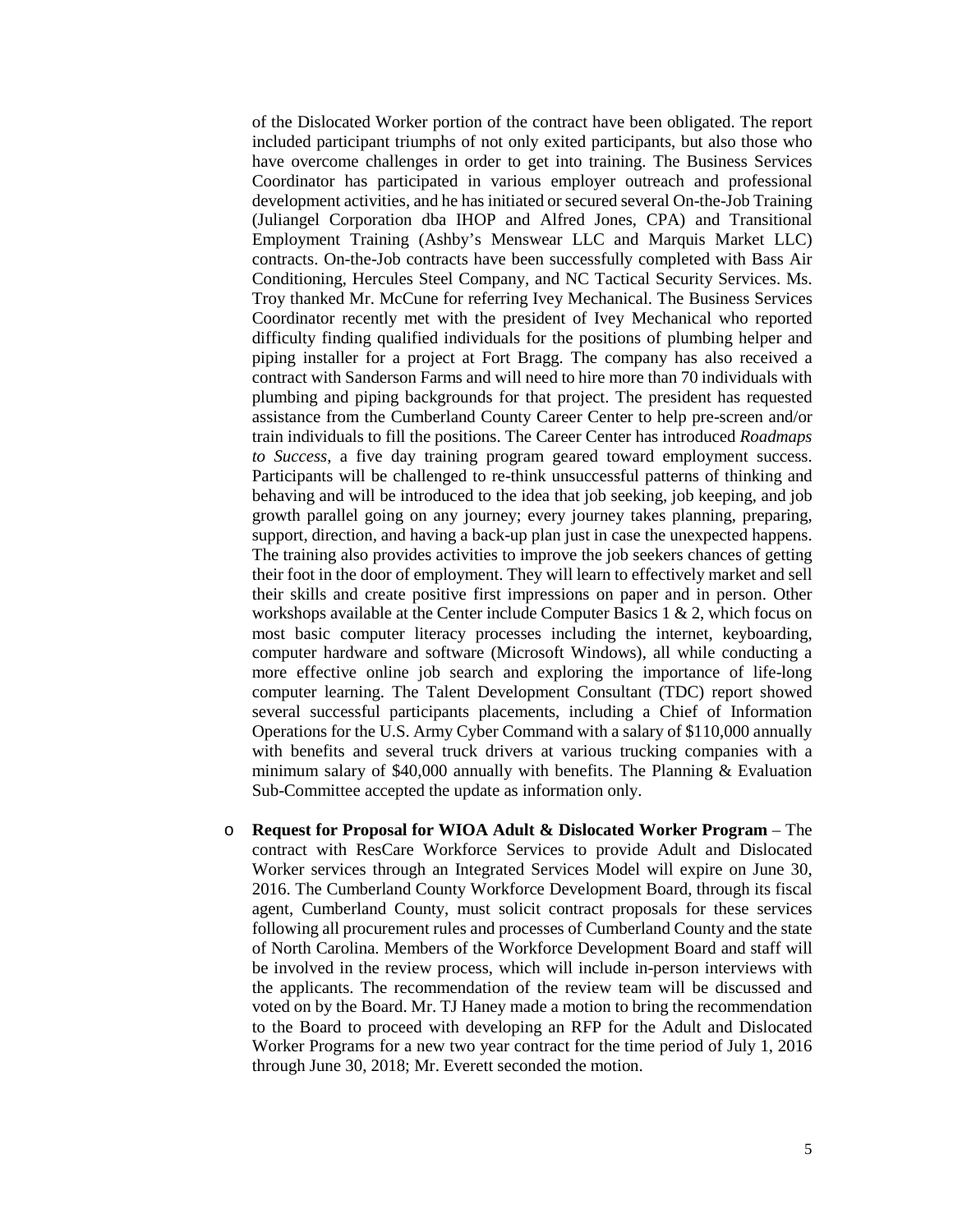of the Dislocated Worker portion of the contract have been obligated. The report included participant triumphs of not only exited participants, but also those who have overcome challenges in order to get into training. The Business Services Coordinator has participated in various employer outreach and professional development activities, and he has initiated or secured several On-the-Job Training (Juliangel Corporation dba IHOP and Alfred Jones, CPA) and Transitional Employment Training (Ashby's Menswear LLC and Marquis Market LLC) contracts. On-the-Job contracts have been successfully completed with Bass Air Conditioning, Hercules Steel Company, and NC Tactical Security Services. Ms. Troy thanked Mr. McCune for referring Ivey Mechanical. The Business Services Coordinator recently met with the president of Ivey Mechanical who reported difficulty finding qualified individuals for the positions of plumbing helper and piping installer for a project at Fort Bragg. The company has also received a contract with Sanderson Farms and will need to hire more than 70 individuals with plumbing and piping backgrounds for that project. The president has requested assistance from the Cumberland County Career Center to help pre-screen and/or train individuals to fill the positions. The Career Center has introduced *Roadmaps to Success*, a five day training program geared toward employment success. Participants will be challenged to re-think unsuccessful patterns of thinking and behaving and will be introduced to the idea that job seeking, job keeping, and job growth parallel going on any journey; every journey takes planning, preparing, support, direction, and having a back-up plan just in case the unexpected happens. The training also provides activities to improve the job seekers chances of getting their foot in the door of employment. They will learn to effectively market and sell their skills and create positive first impressions on paper and in person. Other workshops available at the Center include Computer Basics 1 & 2, which focus on most basic computer literacy processes including the internet, keyboarding, computer hardware and software (Microsoft Windows), all while conducting a more effective online job search and exploring the importance of life-long computer learning. The Talent Development Consultant (TDC) report showed several successful participants placements, including a Chief of Information Operations for the U.S. Army Cyber Command with a salary of $110,000 annually with benefits and several truck drivers at various trucking companies with a minimum salary of $40,000 annually with benefits. The Planning & Evaluation Sub-Committee accepted the update as information only.

- **Request for Proposal for WIOA Adult & Dislocated Worker Program** – The contract with ResCare Workforce Services to provide Adult and Dislocated Worker services through an Integrated Services Model will expire on June 30, 2016. The Cumberland County Workforce Development Board, through its fiscal agent, Cumberland County, must solicit contract proposals for these services following all procurement rules and processes of Cumberland County and the state of North Carolina. Members of the Workforce Development Board and staff will be involved in the review process, which will include in-person interviews with the applicants. The recommendation of the review team will be discussed and voted on by the Board. Mr. TJ Haney made a motion to bring the recommendation to the Board to proceed with developing an RFP for the Adult and Dislocated Worker Programs for a new two year contract for the time period of July 1, 2016 through June 30, 2018; Mr. Everett seconded the motion.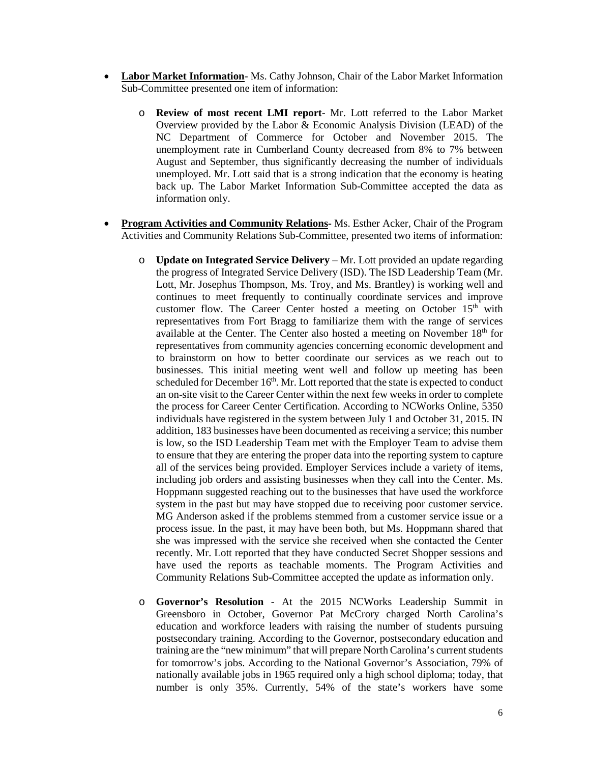- **<u>Labor Market Information</u>**- Ms. Cathy Johnson, Chair of the Labor Market Information Sub-Committee presented one item of information:

  - **Review of most recent LMI report**- Mr. Lott referred to the Labor Market Overview provided by the Labor & Economic Analysis Division (LEAD) of the NC Department of Commerce for October and November 2015. The unemployment rate in Cumberland County decreased from 8% to 7% between August and September, thus significantly decreasing the number of individuals unemployed. Mr. Lott said that is a strong indication that the economy is heating back up. The Labor Market Information Sub-Committee accepted the data as information only.

- **<u>Program Activities and Community Relations</u>-** Ms. Esther Acker, Chair of the Program Activities and Community Relations Sub-Committee, presented two items of information:

  - **Update on Integrated Service Delivery** – Mr. Lott provided an update regarding the progress of Integrated Service Delivery (ISD). The ISD Leadership Team (Mr. Lott, Mr. Josephus Thompson, Ms. Troy, and Ms. Brantley) is working well and continues to meet frequently to continually coordinate services and improve customer flow. The Career Center hosted a meeting on October 15th with representatives from Fort Bragg to familiarize them with the range of services available at the Center. The Center also hosted a meeting on November 18th for representatives from community agencies concerning economic development and to brainstorm on how to better coordinate our services as we reach out to businesses. This initial meeting went well and follow up meeting has been scheduled for December 16th. Mr. Lott reported that the state is expected to conduct an on-site visit to the Career Center within the next few weeks in order to complete the process for Career Center Certification. According to NCWorks Online, 5350 individuals have registered in the system between July 1 and October 31, 2015. IN addition, 183 businesses have been documented as receiving a service; this number is low, so the ISD Leadership Team met with the Employer Team to advise them to ensure that they are entering the proper data into the reporting system to capture all of the services being provided. Employer Services include a variety of items, including job orders and assisting businesses when they call into the Center. Ms. Hoppmann suggested reaching out to the businesses that have used the workforce system in the past but may have stopped due to receiving poor customer service. MG Anderson asked if the problems stemmed from a customer service issue or a process issue. In the past, it may have been both, but Ms. Hoppmann shared that she was impressed with the service she received when she contacted the Center recently. Mr. Lott reported that they have conducted Secret Shopper sessions and have used the reports as teachable moments. The Program Activities and Community Relations Sub-Committee accepted the update as information only.

  - **Governor's Resolution** - At the 2015 NCWorks Leadership Summit in Greensboro in October, Governor Pat McCrory charged North Carolina's education and workforce leaders with raising the number of students pursuing postsecondary training. According to the Governor, postsecondary education and training are the "new minimum" that will prepare North Carolina's current students for tomorrow's jobs. According to the National Governor's Association, 79% of nationally available jobs in 1965 required only a high school diploma; today, that number is only 35%. Currently, 54% of the state's workers have some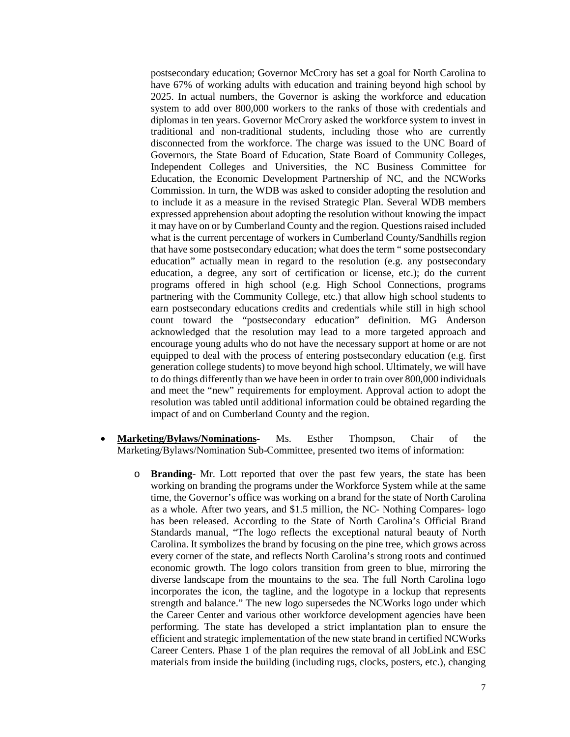postsecondary education; Governor McCrory has set a goal for North Carolina to have 67% of working adults with education and training beyond high school by 2025. In actual numbers, the Governor is asking the workforce and education system to add over 800,000 workers to the ranks of those with credentials and diplomas in ten years. Governor McCrory asked the workforce system to invest in traditional and non-traditional students, including those who are currently disconnected from the workforce. The charge was issued to the UNC Board of Governors, the State Board of Education, State Board of Community Colleges, Independent Colleges and Universities, the NC Business Committee for Education, the Economic Development Partnership of NC, and the NCWorks Commission. In turn, the WDB was asked to consider adopting the resolution and to include it as a measure in the revised Strategic Plan. Several WDB members expressed apprehension about adopting the resolution without knowing the impact it may have on or by Cumberland County and the region. Questions raised included what is the current percentage of workers in Cumberland County/Sandhills region that have some postsecondary education; what does the term " some postsecondary education" actually mean in regard to the resolution (e.g. any postsecondary education, a degree, any sort of certification or license, etc.); do the current programs offered in high school (e.g. High School Connections, programs partnering with the Community College, etc.) that allow high school students to earn postsecondary educations credits and credentials while still in high school count toward the "postsecondary education" definition. MG Anderson acknowledged that the resolution may lead to a more targeted approach and encourage young adults who do not have the necessary support at home or are not equipped to deal with the process of entering postsecondary education (e.g. first generation college students) to move beyond high school. Ultimately, we will have to do things differently than we have been in order to train over 800,000 individuals and meet the "new" requirements for employment. Approval action to adopt the resolution was tabled until additional information could be obtained regarding the impact of and on Cumberland County and the region.

- **Marketing/Bylaws/Nominations-** Ms. Esther Thompson, Chair of the Marketing/Bylaws/Nomination Sub-Committee, presented two items of information:
  - **Branding**- Mr. Lott reported that over the past few years, the state has been working on branding the programs under the Workforce System while at the same time, the Governor's office was working on a brand for the state of North Carolina as a whole. After two years, and $1.5 million, the NC- Nothing Compares- logo has been released. According to the State of North Carolina's Official Brand Standards manual, "The logo reflects the exceptional natural beauty of North Carolina. It symbolizes the brand by focusing on the pine tree, which grows across every corner of the state, and reflects North Carolina's strong roots and continued economic growth. The logo colors transition from green to blue, mirroring the diverse landscape from the mountains to the sea. The full North Carolina logo incorporates the icon, the tagline, and the logotype in a lockup that represents strength and balance." The new logo supersedes the NCWorks logo under which the Career Center and various other workforce development agencies have been performing. The state has developed a strict implantation plan to ensure the efficient and strategic implementation of the new state brand in certified NCWorks Career Centers. Phase 1 of the plan requires the removal of all JobLink and ESC materials from inside the building (including rugs, clocks, posters, etc.), changing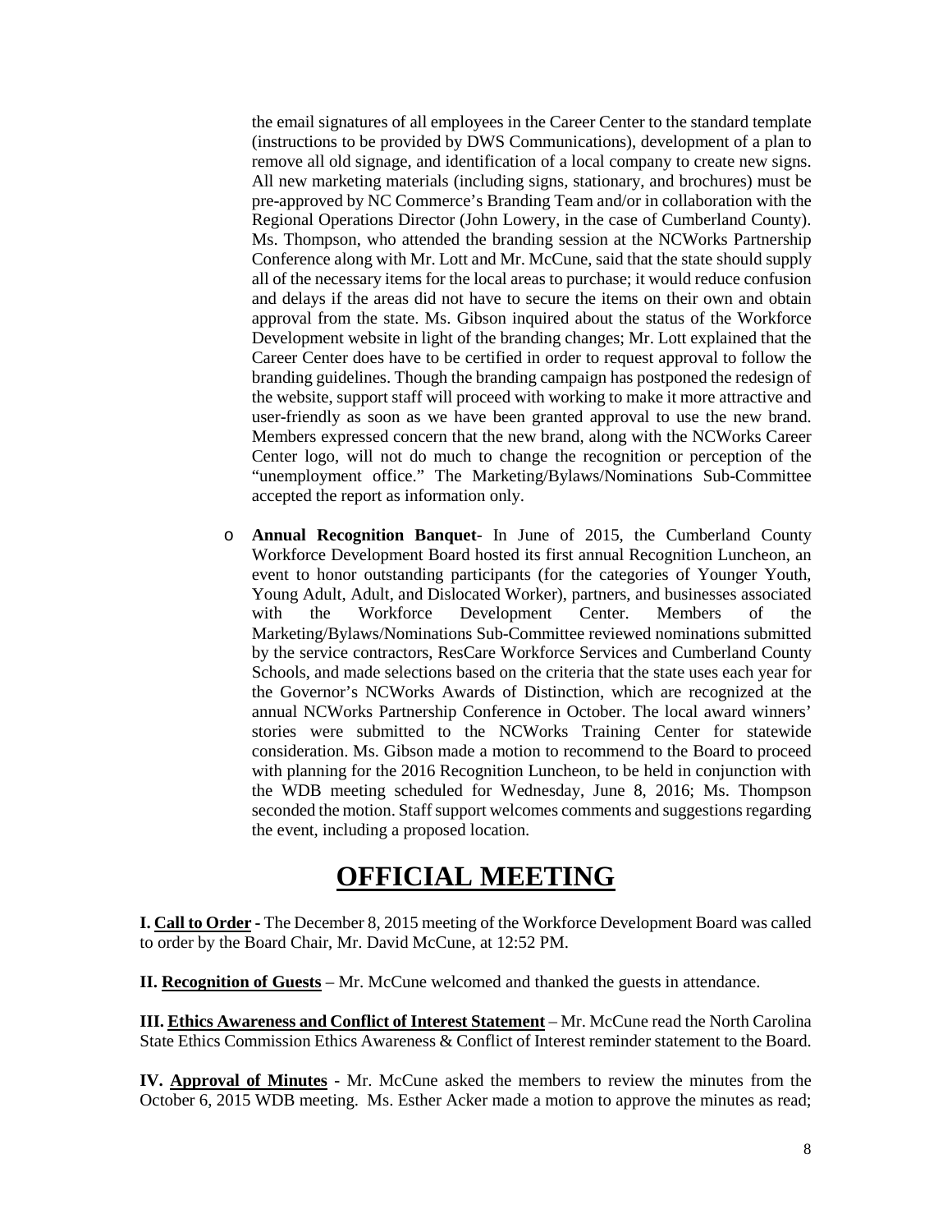the email signatures of all employees in the Career Center to the standard template (instructions to be provided by DWS Communications), development of a plan to remove all old signage, and identification of a local company to create new signs. All new marketing materials (including signs, stationary, and brochures) must be pre-approved by NC Commerce's Branding Team and/or in collaboration with the Regional Operations Director (John Lowery, in the case of Cumberland County). Ms. Thompson, who attended the branding session at the NCWorks Partnership Conference along with Mr. Lott and Mr. McCune, said that the state should supply all of the necessary items for the local areas to purchase; it would reduce confusion and delays if the areas did not have to secure the items on their own and obtain approval from the state. Ms. Gibson inquired about the status of the Workforce Development website in light of the branding changes; Mr. Lott explained that the Career Center does have to be certified in order to request approval to follow the branding guidelines. Though the branding campaign has postponed the redesign of the website, support staff will proceed with working to make it more attractive and user-friendly as soon as we have been granted approval to use the new brand. Members expressed concern that the new brand, along with the NCWorks Career Center logo, will not do much to change the recognition or perception of the "unemployment office." The Marketing/Bylaws/Nominations Sub-Committee accepted the report as information only.

- **Annual Recognition Banquet**- In June of 2015, the Cumberland County Workforce Development Board hosted its first annual Recognition Luncheon, an event to honor outstanding participants (for the categories of Younger Youth, Young Adult, Adult, and Dislocated Worker), partners, and businesses associated with the Workforce Development Center. Members of the Marketing/Bylaws/Nominations Sub-Committee reviewed nominations submitted by the service contractors, ResCare Workforce Services and Cumberland County Schools, and made selections based on the criteria that the state uses each year for the Governor's NCWorks Awards of Distinction, which are recognized at the annual NCWorks Partnership Conference in October. The local award winners' stories were submitted to the NCWorks Training Center for statewide consideration. Ms. Gibson made a motion to recommend to the Board to proceed with planning for the 2016 Recognition Luncheon, to be held in conjunction with the WDB meeting scheduled for Wednesday, June 8, 2016; Ms. Thompson seconded the motion. Staff support welcomes comments and suggestions regarding the event, including a proposed location.

# OFFICIAL MEETING

**I. Call to Order -** The December 8, 2015 meeting of the Workforce Development Board was called to order by the Board Chair, Mr. David McCune, at 12:52 PM.

**II. Recognition of Guests** – Mr. McCune welcomed and thanked the guests in attendance.

**III. Ethics Awareness and Conflict of Interest Statement** – Mr. McCune read the North Carolina State Ethics Commission Ethics Awareness & Conflict of Interest reminder statement to the Board.

**IV. Approval of Minutes -** Mr. McCune asked the members to review the minutes from the October 6, 2015 WDB meeting. Ms. Esther Acker made a motion to approve the minutes as read;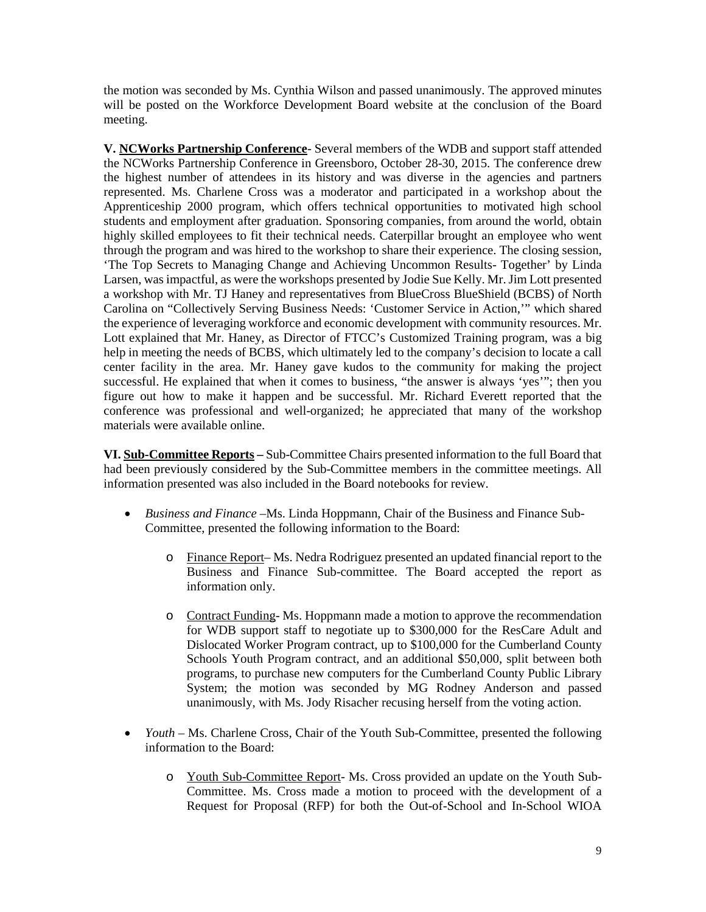the motion was seconded by Ms. Cynthia Wilson and passed unanimously. The approved minutes will be posted on the Workforce Development Board website at the conclusion of the Board meeting.

**V. <u>NCWorks Partnership Conference</u>**- Several members of the WDB and support staff attended the NCWorks Partnership Conference in Greensboro, October 28-30, 2015. The conference drew the highest number of attendees in its history and was diverse in the agencies and partners represented. Ms. Charlene Cross was a moderator and participated in a workshop about the Apprenticeship 2000 program, which offers technical opportunities to motivated high school students and employment after graduation. Sponsoring companies, from around the world, obtain highly skilled employees to fit their technical needs. Caterpillar brought an employee who went through the program and was hired to the workshop to share their experience. The closing session, 'The Top Secrets to Managing Change and Achieving Uncommon Results- Together' by Linda Larsen, was impactful, as were the workshops presented by Jodie Sue Kelly. Mr. Jim Lott presented a workshop with Mr. TJ Haney and representatives from BlueCross BlueShield (BCBS) of North Carolina on "Collectively Serving Business Needs: 'Customer Service in Action,'" which shared the experience of leveraging workforce and economic development with community resources. Mr. Lott explained that Mr. Haney, as Director of FTCC's Customized Training program, was a big help in meeting the needs of BCBS, which ultimately led to the company's decision to locate a call center facility in the area. Mr. Haney gave kudos to the community for making the project successful. He explained that when it comes to business, "the answer is always 'yes'"; then you figure out how to make it happen and be successful. Mr. Richard Everett reported that the conference was professional and well-organized; he appreciated that many of the workshop materials were available online.

**VI. <u>Sub-Committee Reports</u> –** Sub-Committee Chairs presented information to the full Board that had been previously considered by the Sub-Committee members in the committee meetings. All information presented was also included in the Board notebooks for review.

- *Business and Finance* –Ms. Linda Hoppmann, Chair of the Business and Finance Sub-Committee, presented the following information to the Board:
    - <u>Finance Report</u>– Ms. Nedra Rodriguez presented an updated financial report to the Business and Finance Sub-committee. The Board accepted the report as information only.
    - <u>Contract Funding</u>- Ms. Hoppmann made a motion to approve the recommendation for WDB support staff to negotiate up to $300,000 for the ResCare Adult and Dislocated Worker Program contract, up to $100,000 for the Cumberland County Schools Youth Program contract, and an additional $50,000, split between both programs, to purchase new computers for the Cumberland County Public Library System; the motion was seconded by MG Rodney Anderson and passed unanimously, with Ms. Jody Risacher recusing herself from the voting action.
- *Youth* – Ms. Charlene Cross, Chair of the Youth Sub-Committee, presented the following information to the Board:
    - <u>Youth Sub-Committee Report</u>- Ms. Cross provided an update on the Youth Sub-Committee. Ms. Cross made a motion to proceed with the development of a Request for Proposal (RFP) for both the Out-of-School and In-School WIOA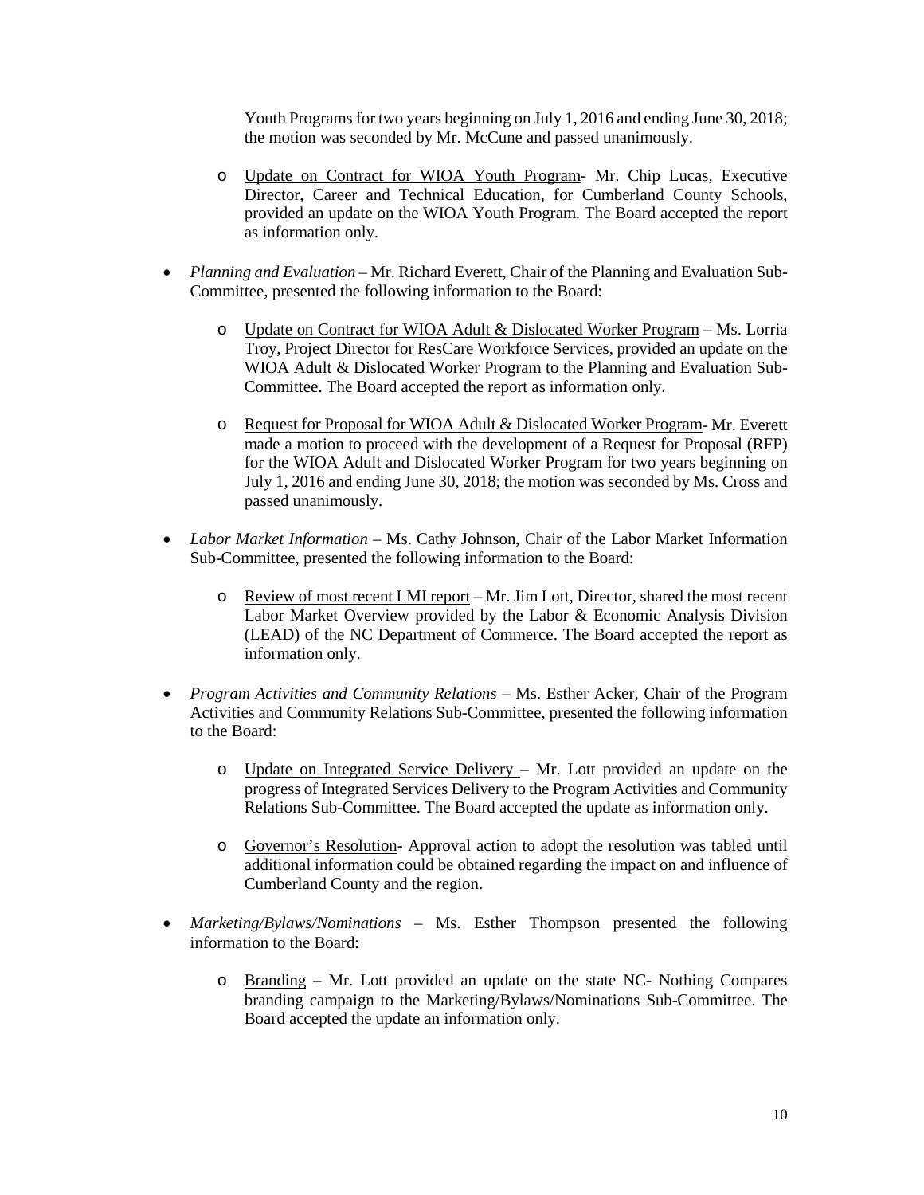Youth Programs for two years beginning on July 1, 2016 and ending June 30, 2018; the motion was seconded by Mr. McCune and passed unanimously.

  - Update on Contract for WIOA Youth Program- Mr. Chip Lucas, Executive Director, Career and Technical Education, for Cumberland County Schools, provided an update on the WIOA Youth Program. The Board accepted the report as information only.

- *Planning and Evaluation* – Mr. Richard Everett, Chair of the Planning and Evaluation Sub-Committee, presented the following information to the Board:

  - Update on Contract for WIOA Adult & Dislocated Worker Program – Ms. Lorria Troy, Project Director for ResCare Workforce Services, provided an update on the WIOA Adult & Dislocated Worker Program to the Planning and Evaluation Sub-Committee. The Board accepted the report as information only.

  - Request for Proposal for WIOA Adult & Dislocated Worker Program- Mr. Everett made a motion to proceed with the development of a Request for Proposal (RFP) for the WIOA Adult and Dislocated Worker Program for two years beginning on July 1, 2016 and ending June 30, 2018; the motion was seconded by Ms. Cross and passed unanimously.

- *Labor Market Information* – Ms. Cathy Johnson, Chair of the Labor Market Information Sub-Committee, presented the following information to the Board:

  - Review of most recent LMI report – Mr. Jim Lott, Director, shared the most recent Labor Market Overview provided by the Labor & Economic Analysis Division (LEAD) of the NC Department of Commerce. The Board accepted the report as information only.

- *Program Activities and Community Relations* – Ms. Esther Acker, Chair of the Program Activities and Community Relations Sub-Committee, presented the following information to the Board:

  - Update on Integrated Service Delivery – Mr. Lott provided an update on the progress of Integrated Services Delivery to the Program Activities and Community Relations Sub-Committee. The Board accepted the update as information only.

  - Governor's Resolution- Approval action to adopt the resolution was tabled until additional information could be obtained regarding the impact on and influence of Cumberland County and the region.

- *Marketing/Bylaws/Nominations* – Ms. Esther Thompson presented the following information to the Board:

  - Branding – Mr. Lott provided an update on the state NC- Nothing Compares branding campaign to the Marketing/Bylaws/Nominations Sub-Committee. The Board accepted the update an information only.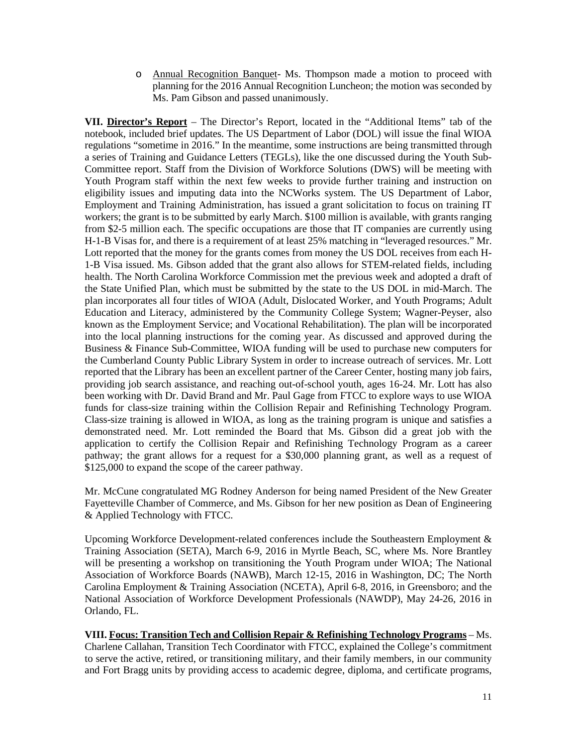- Annual Recognition Banquet- Ms. Thompson made a motion to proceed with planning for the 2016 Annual Recognition Luncheon; the motion was seconded by Ms. Pam Gibson and passed unanimously.

**VII. Director's Report** – The Director's Report, located in the "Additional Items" tab of the notebook, included brief updates. The US Department of Labor (DOL) will issue the final WIOA regulations "sometime in 2016." In the meantime, some instructions are being transmitted through a series of Training and Guidance Letters (TEGLs), like the one discussed during the Youth Sub-Committee report. Staff from the Division of Workforce Solutions (DWS) will be meeting with Youth Program staff within the next few weeks to provide further training and instruction on eligibility issues and imputing data into the NCWorks system. The US Department of Labor, Employment and Training Administration, has issued a grant solicitation to focus on training IT workers; the grant is to be submitted by early March. $100 million is available, with grants ranging from $2-5 million each. The specific occupations are those that IT companies are currently using H-1-B Visas for, and there is a requirement of at least 25% matching in "leveraged resources." Mr. Lott reported that the money for the grants comes from money the US DOL receives from each H-1-B Visa issued. Ms. Gibson added that the grant also allows for STEM-related fields, including health. The North Carolina Workforce Commission met the previous week and adopted a draft of the State Unified Plan, which must be submitted by the state to the US DOL in mid-March. The plan incorporates all four titles of WIOA (Adult, Dislocated Worker, and Youth Programs; Adult Education and Literacy, administered by the Community College System; Wagner-Peyser, also known as the Employment Service; and Vocational Rehabilitation). The plan will be incorporated into the local planning instructions for the coming year. As discussed and approved during the Business & Finance Sub-Committee, WIOA funding will be used to purchase new computers for the Cumberland County Public Library System in order to increase outreach of services. Mr. Lott reported that the Library has been an excellent partner of the Career Center, hosting many job fairs, providing job search assistance, and reaching out-of-school youth, ages 16-24. Mr. Lott has also been working with Dr. David Brand and Mr. Paul Gage from FTCC to explore ways to use WIOA funds for class-size training within the Collision Repair and Refinishing Technology Program. Class-size training is allowed in WIOA, as long as the training program is unique and satisfies a demonstrated need. Mr. Lott reminded the Board that Ms. Gibson did a great job with the application to certify the Collision Repair and Refinishing Technology Program as a career pathway; the grant allows for a request for a $30,000 planning grant, as well as a request of $125,000 to expand the scope of the career pathway.

Mr. McCune congratulated MG Rodney Anderson for being named President of the New Greater Fayetteville Chamber of Commerce, and Ms. Gibson for her new position as Dean of Engineering & Applied Technology with FTCC.

Upcoming Workforce Development-related conferences include the Southeastern Employment & Training Association (SETA), March 6-9, 2016 in Myrtle Beach, SC, where Ms. Nore Brantley will be presenting a workshop on transitioning the Youth Program under WIOA; The National Association of Workforce Boards (NAWB), March 12-15, 2016 in Washington, DC; The North Carolina Employment & Training Association (NCETA), April 6-8, 2016, in Greensboro; and the National Association of Workforce Development Professionals (NAWDP), May 24-26, 2016 in Orlando, FL.

**VIII. Focus: Transition Tech and Collision Repair & Refinishing Technology Programs** – Ms. Charlene Callahan, Transition Tech Coordinator with FTCC, explained the College's commitment to serve the active, retired, or transitioning military, and their family members, in our community and Fort Bragg units by providing access to academic degree, diploma, and certificate programs,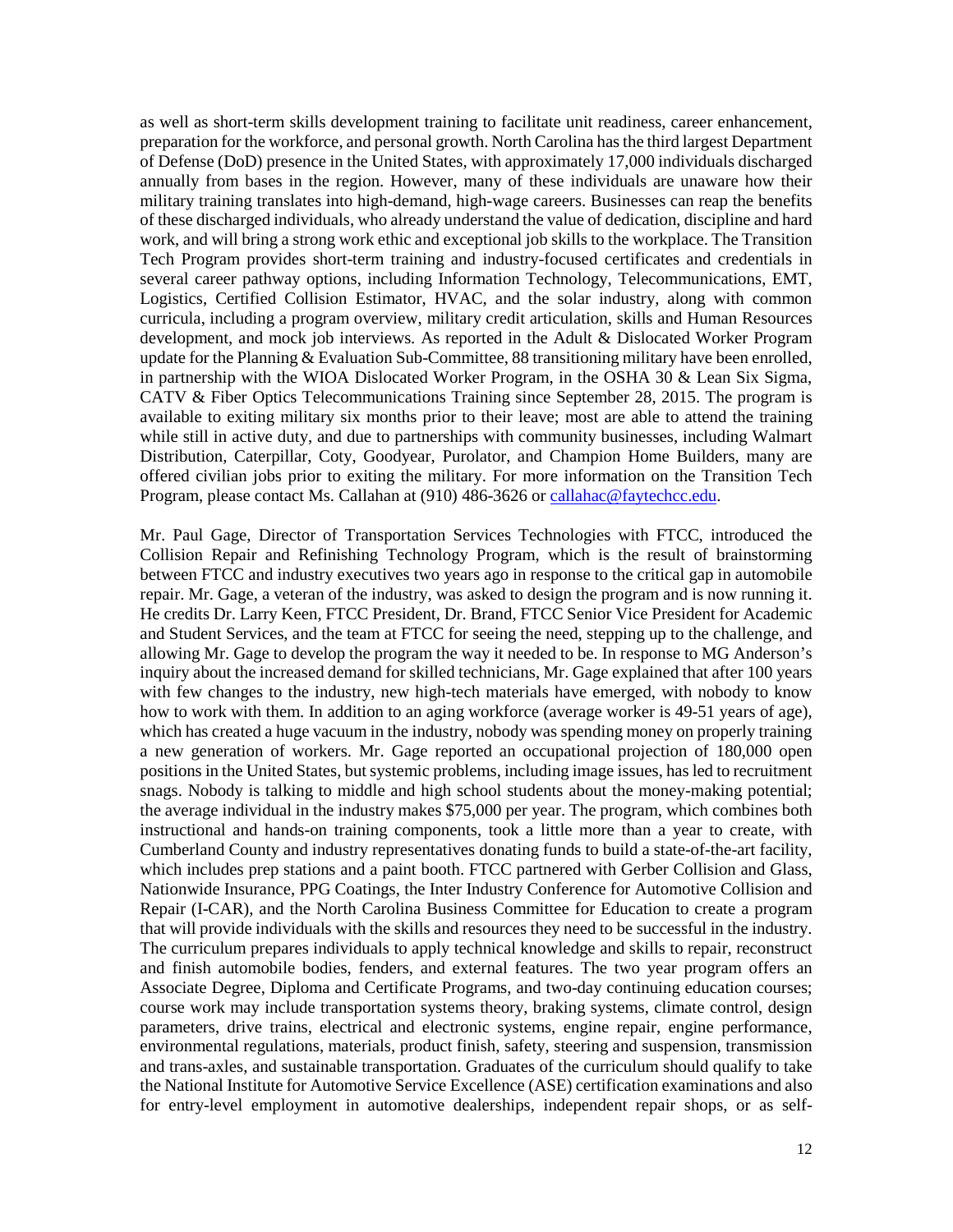as well as short-term skills development training to facilitate unit readiness, career enhancement, preparation for the workforce, and personal growth. North Carolina has the third largest Department of Defense (DoD) presence in the United States, with approximately 17,000 individuals discharged annually from bases in the region. However, many of these individuals are unaware how their military training translates into high-demand, high-wage careers. Businesses can reap the benefits of these discharged individuals, who already understand the value of dedication, discipline and hard work, and will bring a strong work ethic and exceptional job skills to the workplace. The Transition Tech Program provides short-term training and industry-focused certificates and credentials in several career pathway options, including Information Technology, Telecommunications, EMT, Logistics, Certified Collision Estimator, HVAC, and the solar industry, along with common curricula, including a program overview, military credit articulation, skills and Human Resources development, and mock job interviews. As reported in the Adult & Dislocated Worker Program update for the Planning & Evaluation Sub-Committee, 88 transitioning military have been enrolled, in partnership with the WIOA Dislocated Worker Program, in the OSHA 30 & Lean Six Sigma, CATV & Fiber Optics Telecommunications Training since September 28, 2015. The program is available to exiting military six months prior to their leave; most are able to attend the training while still in active duty, and due to partnerships with community businesses, including Walmart Distribution, Caterpillar, Coty, Goodyear, Purolator, and Champion Home Builders, many are offered civilian jobs prior to exiting the military. For more information on the Transition Tech Program, please contact Ms. Callahan at (910) 486-3626 or callahac@faytechcc.edu.

Mr. Paul Gage, Director of Transportation Services Technologies with FTCC, introduced the Collision Repair and Refinishing Technology Program, which is the result of brainstorming between FTCC and industry executives two years ago in response to the critical gap in automobile repair. Mr. Gage, a veteran of the industry, was asked to design the program and is now running it. He credits Dr. Larry Keen, FTCC President, Dr. Brand, FTCC Senior Vice President for Academic and Student Services, and the team at FTCC for seeing the need, stepping up to the challenge, and allowing Mr. Gage to develop the program the way it needed to be. In response to MG Anderson's inquiry about the increased demand for skilled technicians, Mr. Gage explained that after 100 years with few changes to the industry, new high-tech materials have emerged, with nobody to know how to work with them. In addition to an aging workforce (average worker is 49-51 years of age), which has created a huge vacuum in the industry, nobody was spending money on properly training a new generation of workers. Mr. Gage reported an occupational projection of 180,000 open positions in the United States, but systemic problems, including image issues, has led to recruitment snags. Nobody is talking to middle and high school students about the money-making potential; the average individual in the industry makes $75,000 per year. The program, which combines both instructional and hands-on training components, took a little more than a year to create, with Cumberland County and industry representatives donating funds to build a state-of-the-art facility, which includes prep stations and a paint booth. FTCC partnered with Gerber Collision and Glass, Nationwide Insurance, PPG Coatings, the Inter Industry Conference for Automotive Collision and Repair (I-CAR), and the North Carolina Business Committee for Education to create a program that will provide individuals with the skills and resources they need to be successful in the industry. The curriculum prepares individuals to apply technical knowledge and skills to repair, reconstruct and finish automobile bodies, fenders, and external features. The two year program offers an Associate Degree, Diploma and Certificate Programs, and two-day continuing education courses; course work may include transportation systems theory, braking systems, climate control, design parameters, drive trains, electrical and electronic systems, engine repair, engine performance, environmental regulations, materials, product finish, safety, steering and suspension, transmission and trans-axles, and sustainable transportation. Graduates of the curriculum should qualify to take the National Institute for Automotive Service Excellence (ASE) certification examinations and also for entry-level employment in automotive dealerships, independent repair shops, or as self-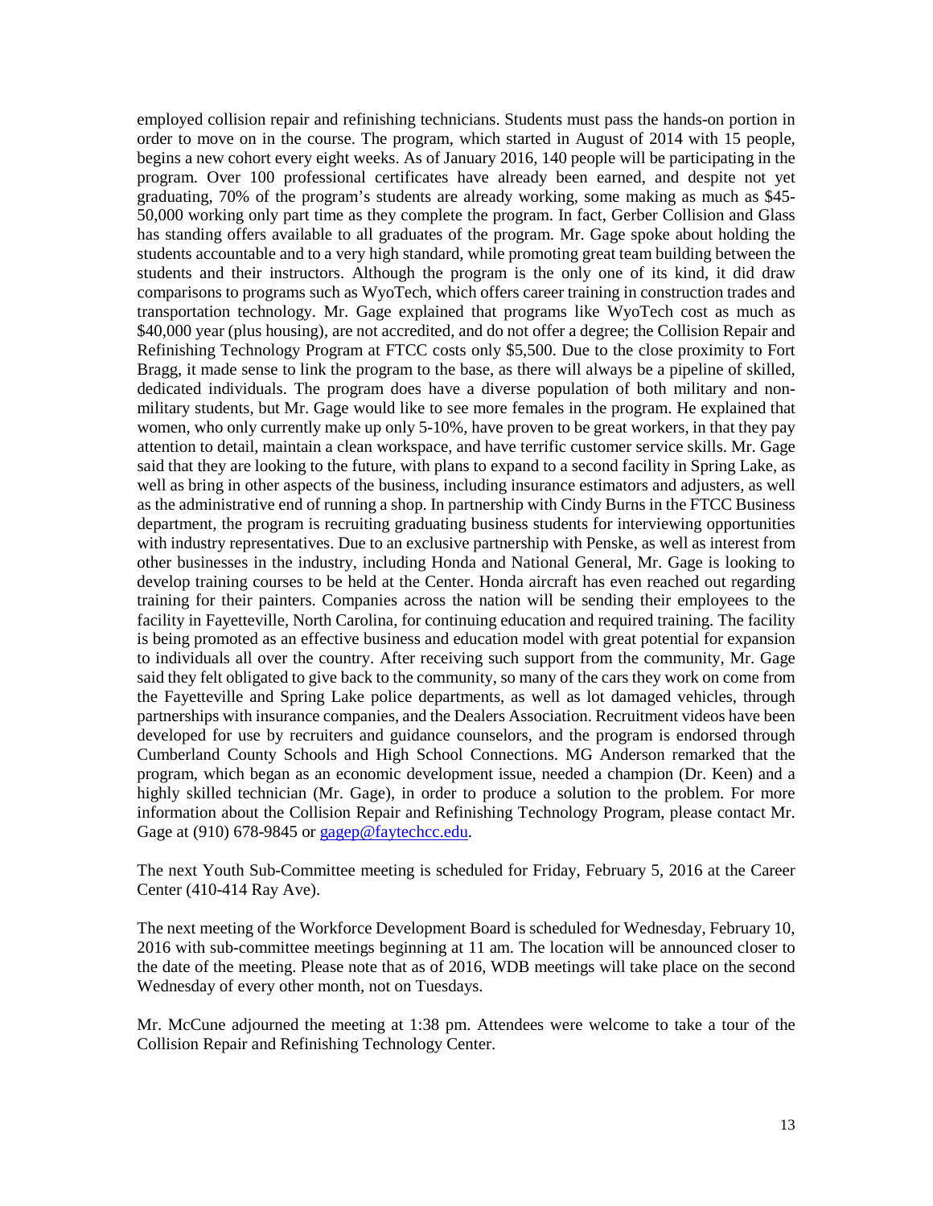employed collision repair and refinishing technicians. Students must pass the hands-on portion in order to move on in the course. The program, which started in August of 2014 with 15 people, begins a new cohort every eight weeks. As of January 2016, 140 people will be participating in the program. Over 100 professional certificates have already been earned, and despite not yet graduating, 70% of the program's students are already working, some making as much as $45-50,000 working only part time as they complete the program. In fact, Gerber Collision and Glass has standing offers available to all graduates of the program. Mr. Gage spoke about holding the students accountable and to a very high standard, while promoting great team building between the students and their instructors. Although the program is the only one of its kind, it did draw comparisons to programs such as WyoTech, which offers career training in construction trades and transportation technology. Mr. Gage explained that programs like WyoTech cost as much as $40,000 year (plus housing), are not accredited, and do not offer a degree; the Collision Repair and Refinishing Technology Program at FTCC costs only $5,500. Due to the close proximity to Fort Bragg, it made sense to link the program to the base, as there will always be a pipeline of skilled, dedicated individuals. The program does have a diverse population of both military and non-military students, but Mr. Gage would like to see more females in the program. He explained that women, who only currently make up only 5-10%, have proven to be great workers, in that they pay attention to detail, maintain a clean workspace, and have terrific customer service skills. Mr. Gage said that they are looking to the future, with plans to expand to a second facility in Spring Lake, as well as bring in other aspects of the business, including insurance estimators and adjusters, as well as the administrative end of running a shop. In partnership with Cindy Burns in the FTCC Business department, the program is recruiting graduating business students for interviewing opportunities with industry representatives. Due to an exclusive partnership with Penske, as well as interest from other businesses in the industry, including Honda and National General, Mr. Gage is looking to develop training courses to be held at the Center. Honda aircraft has even reached out regarding training for their painters. Companies across the nation will be sending their employees to the facility in Fayetteville, North Carolina, for continuing education and required training. The facility is being promoted as an effective business and education model with great potential for expansion to individuals all over the country. After receiving such support from the community, Mr. Gage said they felt obligated to give back to the community, so many of the cars they work on come from the Fayetteville and Spring Lake police departments, as well as lot damaged vehicles, through partnerships with insurance companies, and the Dealers Association. Recruitment videos have been developed for use by recruiters and guidance counselors, and the program is endorsed through Cumberland County Schools and High School Connections. MG Anderson remarked that the program, which began as an economic development issue, needed a champion (Dr. Keen) and a highly skilled technician (Mr. Gage), in order to produce a solution to the problem. For more information about the Collision Repair and Refinishing Technology Program, please contact Mr. Gage at (910) 678-9845 or gagep@faytechcc.edu.

The next Youth Sub-Committee meeting is scheduled for Friday, February 5, 2016 at the Career Center (410-414 Ray Ave).

The next meeting of the Workforce Development Board is scheduled for Wednesday, February 10, 2016 with sub-committee meetings beginning at 11 am. The location will be announced closer to the date of the meeting. Please note that as of 2016, WDB meetings will take place on the second Wednesday of every other month, not on Tuesdays.

Mr. McCune adjourned the meeting at 1:38 pm. Attendees were welcome to take a tour of the Collision Repair and Refinishing Technology Center.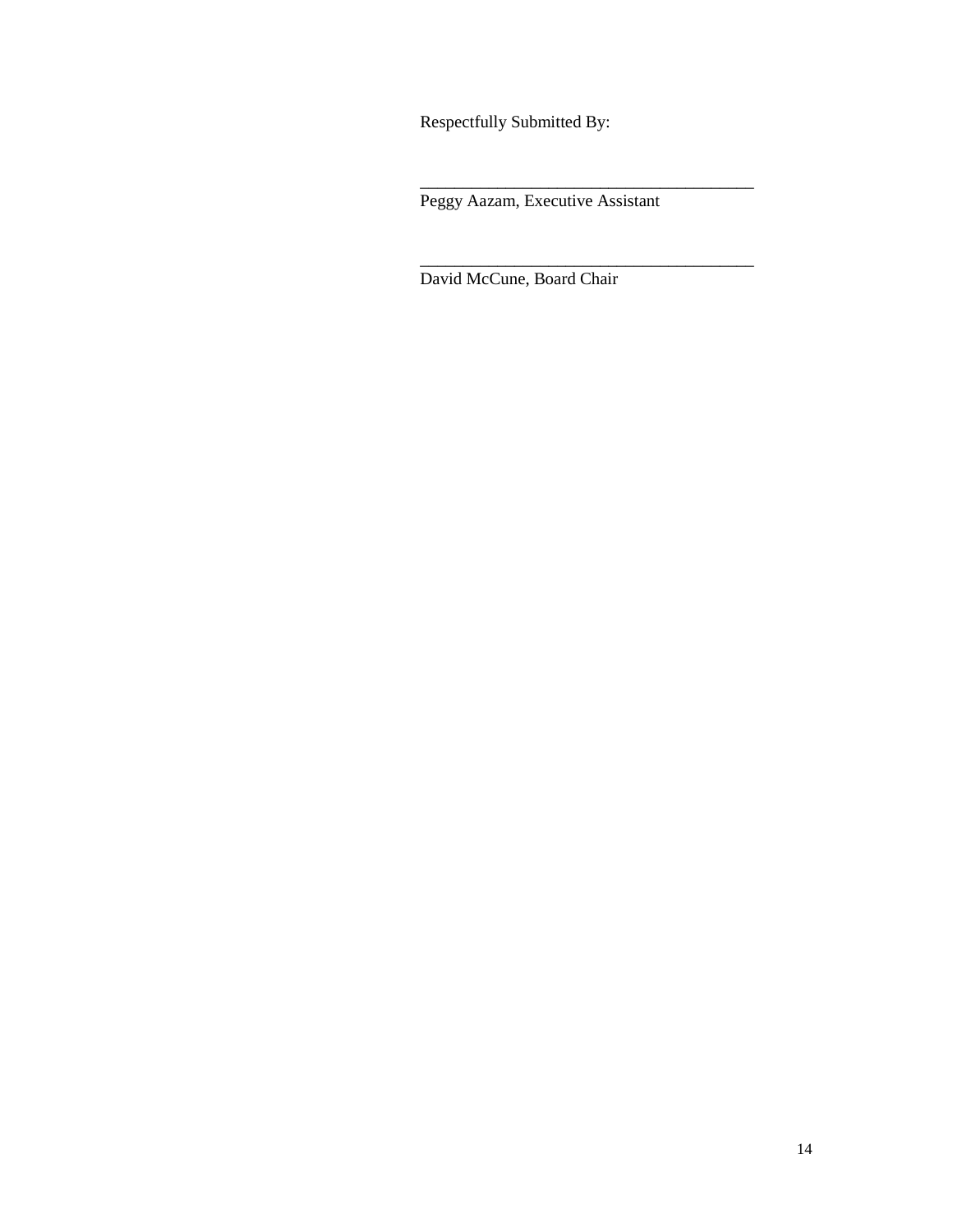Respectfully Submitted By:

________________________________________
Peggy Aazam, Executive Assistant

________________________________________
David McCune, Board Chair